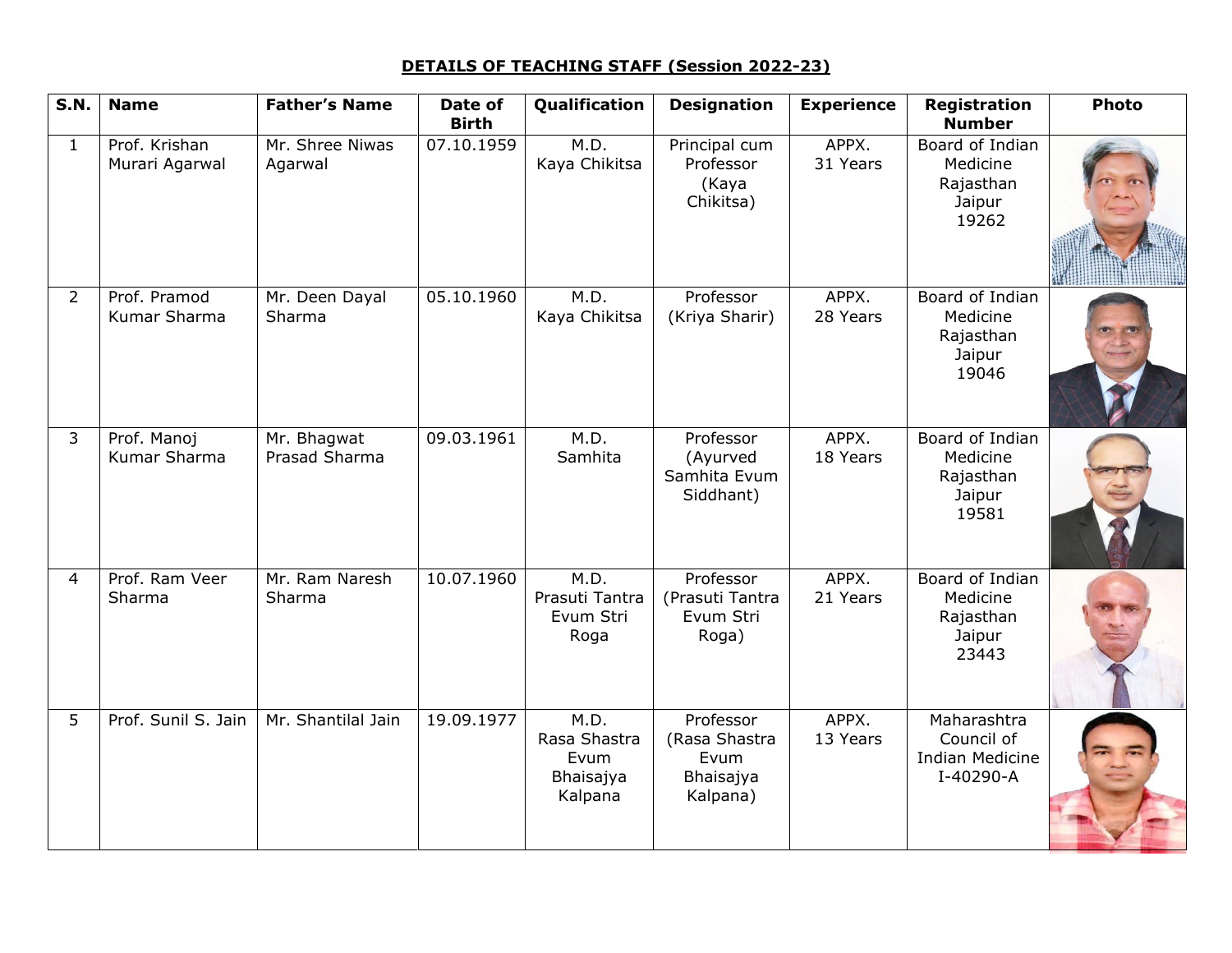**DETAILS OF TEACHING STAFF (Session 2022-23)**

| S.N. | Name | Father's Name | Date of Birth | Qualification | Designation | Experience | Registration Number | Photo |
|---|---|---|---|---|---|---|---|---|
| 1 | Prof. Krishan Murari Agarwal | Mr. Shree Niwas Agarwal | 07.10.1959 | M.D. Kaya Chikitsa | Principal cum Professor (Kaya Chikitsa) | APPX. 31 Years | Board of Indian Medicine Rajasthan Jaipur 19262 | |
| 2 | Prof. Pramod Kumar Sharma | Mr. Deen Dayal Sharma | 05.10.1960 | M.D. Kaya Chikitsa | Professor (Kriya Sharir) | APPX. 28 Years | Board of Indian Medicine Rajasthan Jaipur 19046 | |
| 3 | Prof. Manoj Kumar Sharma | Mr. Bhagwat Prasad Sharma | 09.03.1961 | M.D. Samhita | Professor (Ayurved Samhita Evum Siddhant) | APPX. 18 Years | Board of Indian Medicine Rajasthan Jaipur 19581 | |
| 4 | Prof. Ram Veer Sharma | Mr. Ram Naresh Sharma | 10.07.1960 | M.D. Prasuti Tantra Evum Stri Roga | Professor (Prasuti Tantra Evum Stri Roga) | APPX. 21 Years | Board of Indian Medicine Rajasthan Jaipur 23443 | |
| 5 | Prof. Sunil S. Jain | Mr. Shantilal Jain | 19.09.1977 | M.D. Rasa Shastra Evum Bhaisajya Kalpana | Professor (Rasa Shastra Evum Bhaisajya Kalpana) | APPX. 13 Years | Maharashtra Council of Indian Medicine I-40290-A | |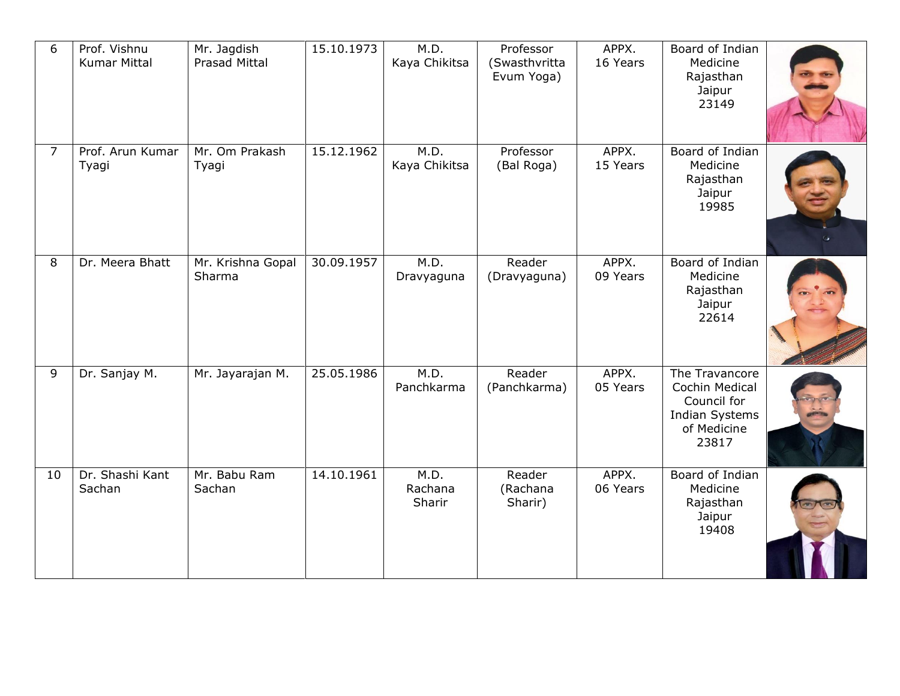| | | | | | | | | |
|---|---|---|---|---|---|---|---|---|
| 6 | Prof. Vishnu Kumar Mittal | Mr. Jagdish Prasad Mittal | 15.10.1973 | M.D. Kaya Chikitsa | Professor (Swasthvritta Evum Yoga) | APPX. 16 Years | Board of Indian Medicine Rajasthan Jaipur 23149 | |
| 7 | Prof. Arun Kumar Tyagi | Mr. Om Prakash Tyagi | 15.12.1962 | M.D. Kaya Chikitsa | Professor (Bal Roga) | APPX. 15 Years | Board of Indian Medicine Rajasthan Jaipur 19985 | |
| 8 | Dr. Meera Bhatt | Mr. Krishna Gopal Sharma | 30.09.1957 | M.D. Dravyaguna | Reader (Dravyaguna) | APPX. 09 Years | Board of Indian Medicine Rajasthan Jaipur 22614 | |
| 9 | Dr. Sanjay M. | Mr. Jayarajan M. | 25.05.1986 | M.D. Panchkarma | Reader (Panchkarma) | APPX. 05 Years | The Travancore Cochin Medical Council for Indian Systems of Medicine 23817 | |
| 10 | Dr. Shashi Kant Sachan | Mr. Babu Ram Sachan | 14.10.1961 | M.D. Rachana Sharir | Reader (Rachana Sharir) | APPX. 06 Years | Board of Indian Medicine Rajasthan Jaipur 19408 | |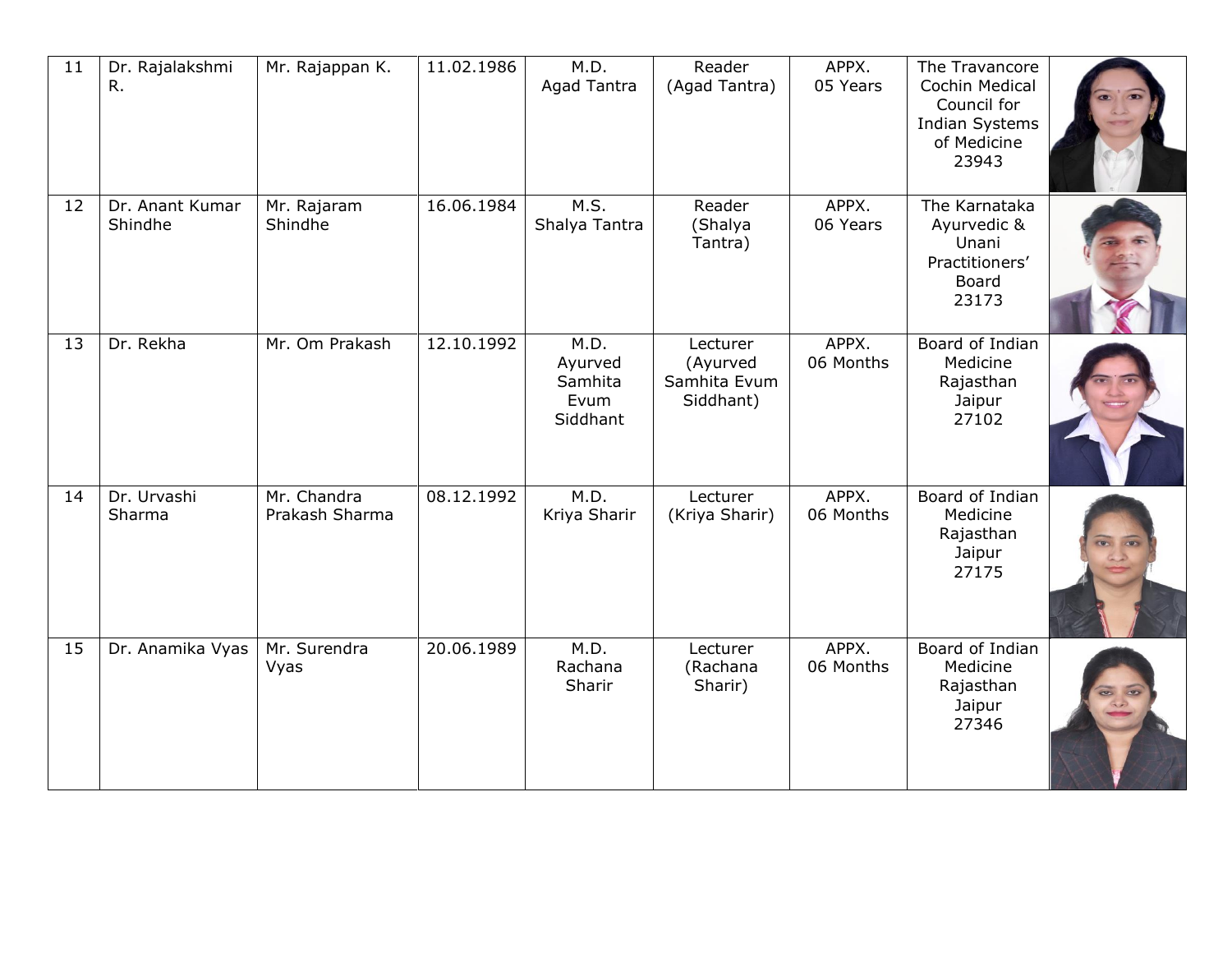| 11 | Dr. Rajalakshmi R. | Mr. Rajappan K. | 11.02.1986 | M.D. Agad Tantra | Reader (Agad Tantra) | APPX. 05 Years | The Travancore Cochin Medical Council for Indian Systems of Medicine 23943 | |
|---|---|---|---|---|---|---|---|---|
| 12 | Dr. Anant Kumar Shindhe | Mr. Rajaram Shindhe | 16.06.1984 | M.S. Shalya Tantra | Reader (Shalya Tantra) | APPX. 06 Years | The Karnataka Ayurvedic & Unani Practitioners' Board 23173 | |
| 13 | Dr. Rekha | Mr. Om Prakash | 12.10.1992 | M.D. Ayurved Samhita Evum Siddhant | Lecturer (Ayurved Samhita Evum Siddhant) | APPX. 06 Months | Board of Indian Medicine Rajasthan Jaipur 27102 | |
| 14 | Dr. Urvashi Sharma | Mr. Chandra Prakash Sharma | 08.12.1992 | M.D. Kriya Sharir | Lecturer (Kriya Sharir) | APPX. 06 Months | Board of Indian Medicine Rajasthan Jaipur 27175 | |
| 15 | Dr. Anamika Vyas | Mr. Surendra Vyas | 20.06.1989 | M.D. Rachana Sharir | Lecturer (Rachana Sharir) | APPX. 06 Months | Board of Indian Medicine Rajasthan Jaipur 27346 | |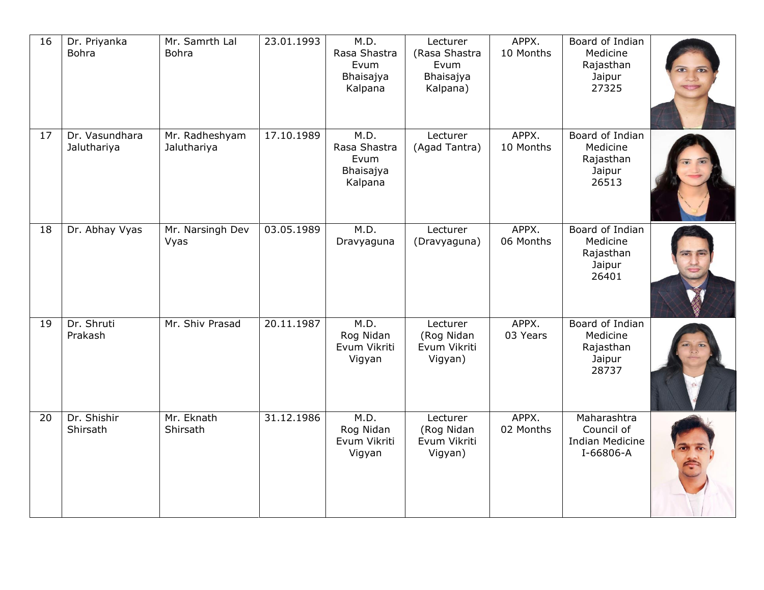| 16 | Dr. Priyanka Bohra | Mr. Samrth Lal Bohra | 23.01.1993 | M.D. Rasa Shastra Evum Bhaisajya Kalpana | Lecturer (Rasa Shastra Evum Bhaisajya Kalpana) | APPX. 10 Months | Board of Indian Medicine Rajasthan Jaipur 27325 | |
|---|---|---|---|---|---|---|---|---|
| 17 | Dr. Vasundhara Jaluthariya | Mr. Radheshyam Jaluthariya | 17.10.1989 | M.D. Rasa Shastra Evum Bhaisajya Kalpana | Lecturer (Agad Tantra) | APPX. 10 Months | Board of Indian Medicine Rajasthan Jaipur 26513 | |
| 18 | Dr. Abhay Vyas | Mr. Narsingh Dev Vyas | 03.05.1989 | M.D. Dravyaguna | Lecturer (Dravyaguna) | APPX. 06 Months | Board of Indian Medicine Rajasthan Jaipur 26401 | |
| 19 | Dr. Shruti Prakash | Mr. Shiv Prasad | 20.11.1987 | M.D. Rog Nidan Evum Vikriti Vigyan | Lecturer (Rog Nidan Evum Vikriti Vigyan) | APPX. 03 Years | Board of Indian Medicine Rajasthan Jaipur 28737 | |
| 20 | Dr. Shishir Shirsath | Mr. Eknath Shirsath | 31.12.1986 | M.D. Rog Nidan Evum Vikriti Vigyan | Lecturer (Rog Nidan Evum Vikriti Vigyan) | APPX. 02 Months | Maharashtra Council of Indian Medicine I-66806-A | |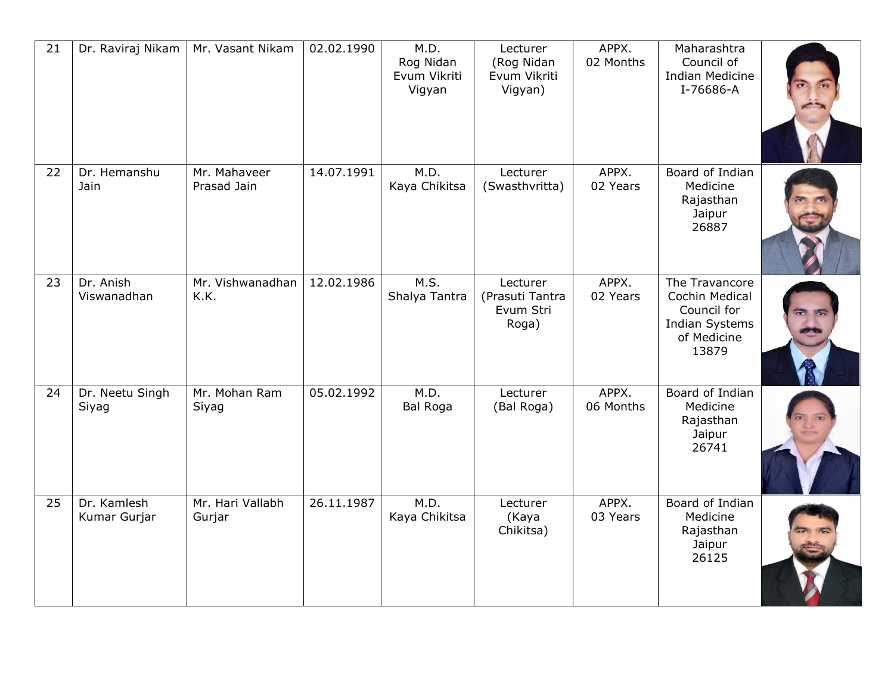| 21 | Dr. Raviraj Nikam | Mr. Vasant Nikam | 02.02.1990 | M.D. Rog Nidan Evum Vikriti Vigyan | Lecturer (Rog Nidan Evum Vikriti Vigyan) | APPX. 02 Months | Maharashtra Council of Indian Medicine I-76686-A | |
|---|---|---|---|---|---|---|---|---|
| 22 | Dr. Hemanshu Jain | Mr. Mahaveer Prasad Jain | 14.07.1991 | M.D. Kaya Chikitsa | Lecturer (Swasthvritta) | APPX. 02 Years | Board of Indian Medicine Rajasthan Jaipur 26887 | |
| 23 | Dr. Anish Viswanadhan | Mr. Vishwanadhan K.K. | 12.02.1986 | M.S. Shalya Tantra | Lecturer (Prasuti Tantra Evum Stri Roga) | APPX. 02 Years | The Travancore Cochin Medical Council for Indian Systems of Medicine 13879 | |
| 24 | Dr. Neetu Singh Siyag | Mr. Mohan Ram Siyag | 05.02.1992 | M.D. Bal Roga | Lecturer (Bal Roga) | APPX. 06 Months | Board of Indian Medicine Rajasthan Jaipur 26741 | |
| 25 | Dr. Kamlesh Kumar Gurjar | Mr. Hari Vallabh Gurjar | 26.11.1987 | M.D. Kaya Chikitsa | Lecturer (Kaya Chikitsa) | APPX. 03 Years | Board of Indian Medicine Rajasthan Jaipur 26125 | |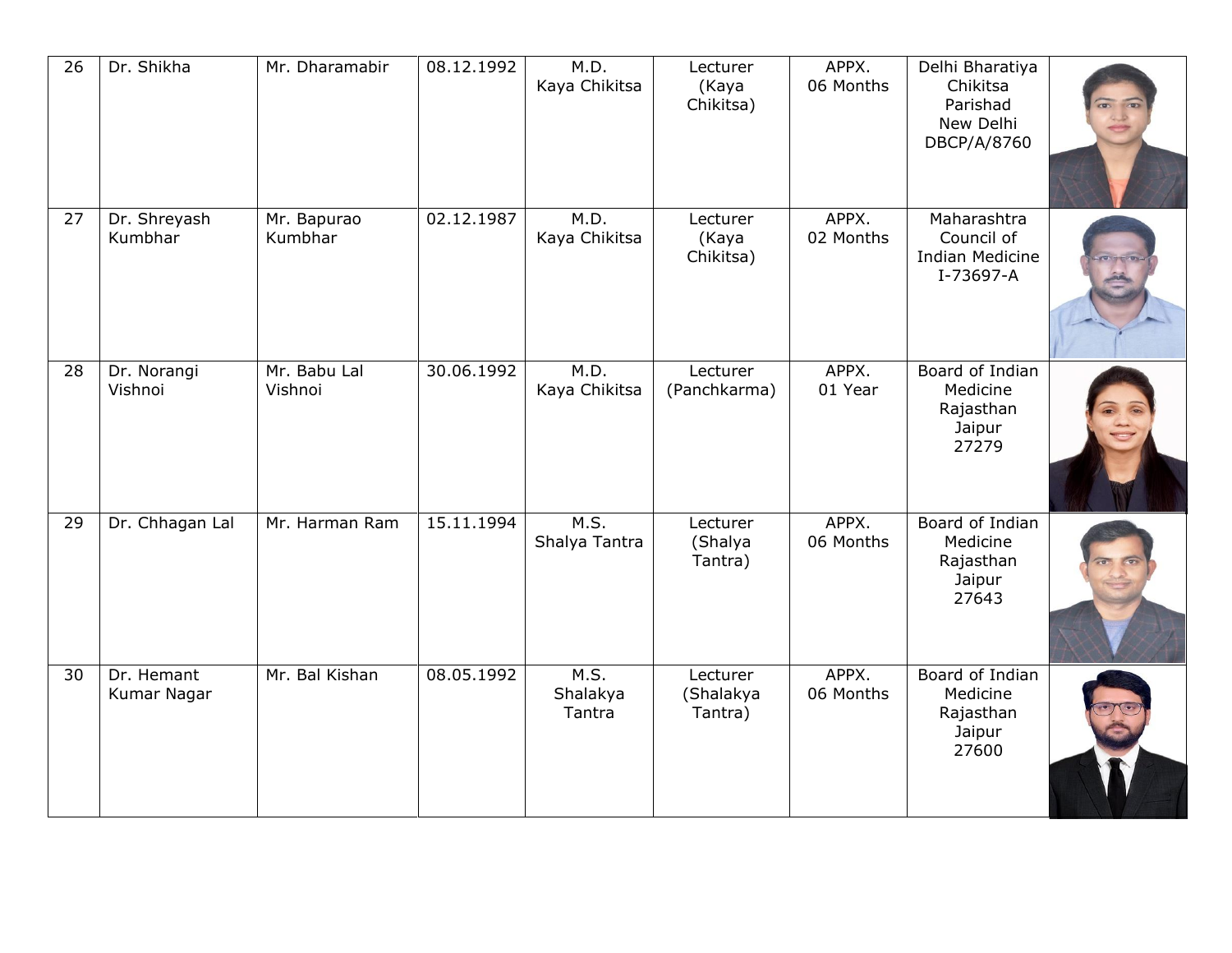| 26 | Dr. Shikha | Mr. Dharamabir | 08.12.1992 | M.D. Kaya Chikitsa | Lecturer (Kaya Chikitsa) | APPX. 06 Months | Delhi Bharatiya Chikitsa Parishad New Delhi DBCP/A/8760 | |
|---|---|---|---|---|---|---|---|---|
| 27 | Dr. Shreyash Kumbhar | Mr. Bapurao Kumbhar | 02.12.1987 | M.D. Kaya Chikitsa | Lecturer (Kaya Chikitsa) | APPX. 02 Months | Maharashtra Council of Indian Medicine I-73697-A | |
| 28 | Dr. Norangi Vishnoi | Mr. Babu Lal Vishnoi | 30.06.1992 | M.D. Kaya Chikitsa | Lecturer (Panchkarma) | APPX. 01 Year | Board of Indian Medicine Rajasthan Jaipur 27279 | |
| 29 | Dr. Chhagan Lal | Mr. Harman Ram | 15.11.1994 | M.S. Shalya Tantra | Lecturer (Shalya Tantra) | APPX. 06 Months | Board of Indian Medicine Rajasthan Jaipur 27643 | |
| 30 | Dr. Hemant Kumar Nagar | Mr. Bal Kishan | 08.05.1992 | M.S. Shalakya Tantra | Lecturer (Shalakya Tantra) | APPX. 06 Months | Board of Indian Medicine Rajasthan Jaipur 27600 | |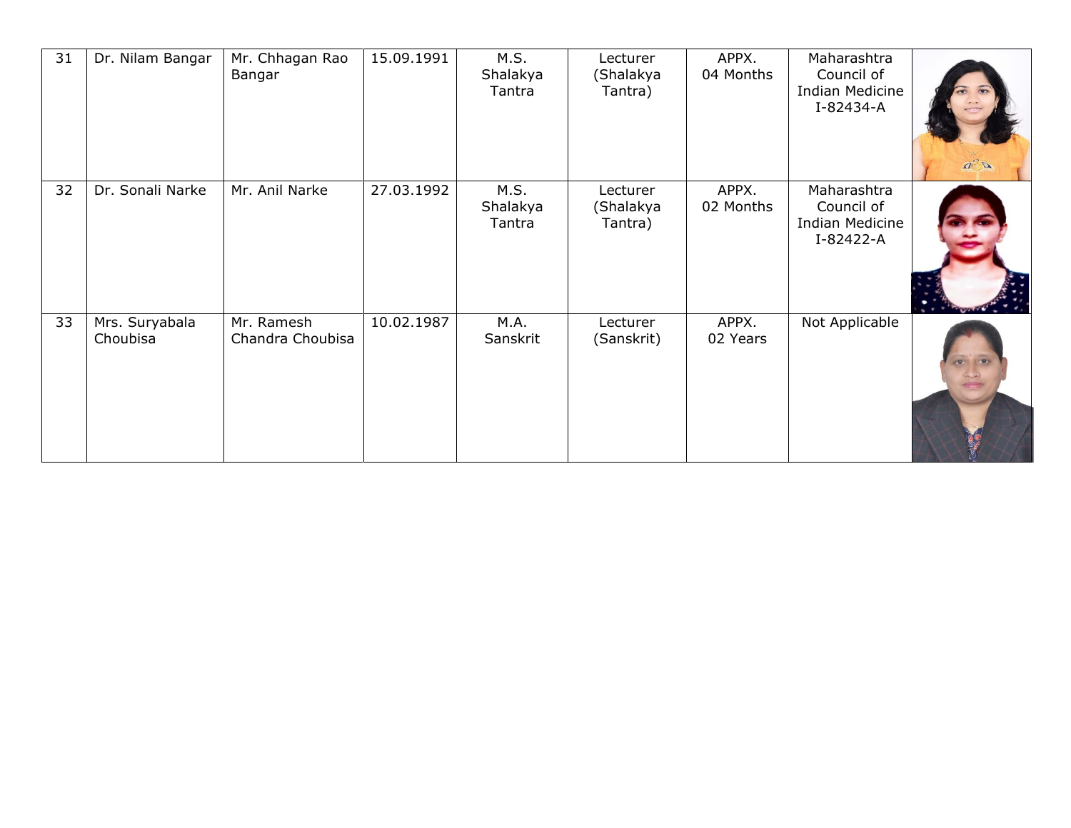| | | | | | | | | |
|---|---|---|---|---|---|---|---|---|
| 31 | Dr. Nilam Bangar | Mr. Chhagan Rao Bangar | 15.09.1991 | M.S. Shalakya Tantra | Lecturer (Shalakya Tantra) | APPX. 04 Months | Maharashtra Council of Indian Medicine I-82434-A | |
| 32 | Dr. Sonali Narke | Mr. Anil Narke | 27.03.1992 | M.S. Shalakya Tantra | Lecturer (Shalakya Tantra) | APPX. 02 Months | Maharashtra Council of Indian Medicine I-82422-A | |
| 33 | Mrs. Suryabala Choubisa | Mr. Ramesh Chandra Choubisa | 10.02.1987 | M.A. Sanskrit | Lecturer (Sanskrit) | APPX. 02 Years | Not Applicable | |